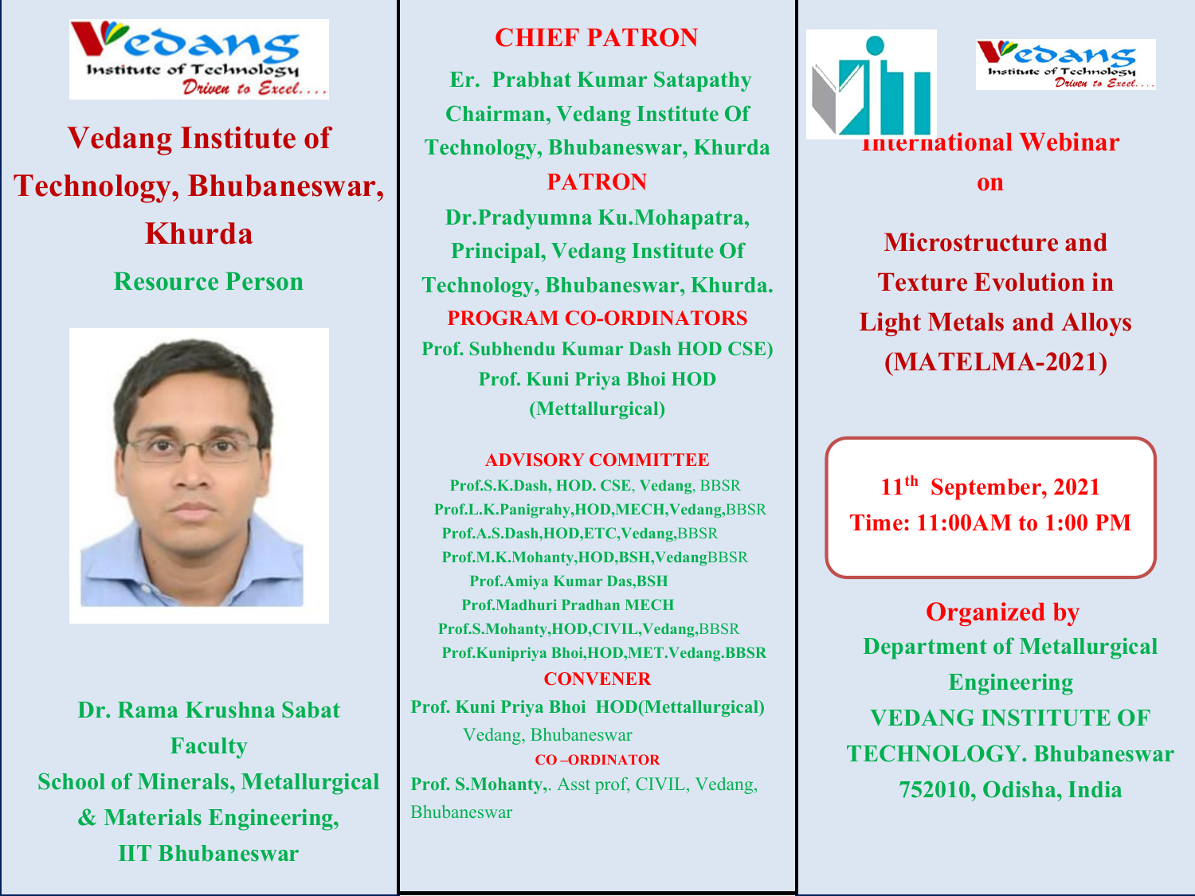# Vedang Institute of Technology, Bhubaneswar, Khurda

## Resource Person

**Dr. Rama Krushna Sabat**
**Faculty**
**School of Minerals, Metallurgical & Materials Engineering,**
**IIT Bhubaneswar**

## CHIEF PATRON

**Er. Prabhat Kumar Satapathy**
**Chairman, Vedang Institute Of Technology, Bhubaneswar, Khurda**

## PATRON

**Dr.Pradyumna Ku.Mohapatra,**
**Principal, Vedang Institute Of Technology, Bhubaneswar, Khurda.**

## PROGRAM CO-ORDINATORS

**Prof. Subhendu Kumar Dash HOD CSE)**
**Prof. Kuni Priya Bhoi HOD (Mettallurgical)**

## ADVISORY COMMITTEE

**Prof.S.K.Dash, HOD. CSE**, **Vedang**, BBSR
**Prof.L.K.Panigrahy,HOD,MECH,Vedang,**BBSR
**Prof.A.S.Dash,HOD,ETC,Vedang,**BBSR
**Prof.M.K.Mohanty,HOD,BSH,Vedang**BBSR
**Prof.Amiya Kumar Das,BSH**
**Prof.Madhuri Pradhan MECH**
**Prof.S.Mohanty,HOD,CIVIL,Vedang,**BBSR
**Prof.Kunipriya Bhoi,HOD,MET.Vedang.BBSR**

## CONVENER

**Prof. Kuni Priya Bhoi HOD(Mettallurgical)**
Vedang, Bhubaneswar

### CO –ORDINATOR

**Prof. S.Mohanty,**. Asst prof, CIVIL, Vedang, Bhubaneswar

# International Webinar on

# Microstructure and Texture Evolution in Light Metals and Alloys (MATELMA-2021)

**11th September, 2021**
**Time: 11:00AM to 1:00 PM**

## Organized by

**Department of Metallurgical Engineering**
**VEDANG INSTITUTE OF TECHNOLOGY. Bhubaneswar 752010, Odisha, India**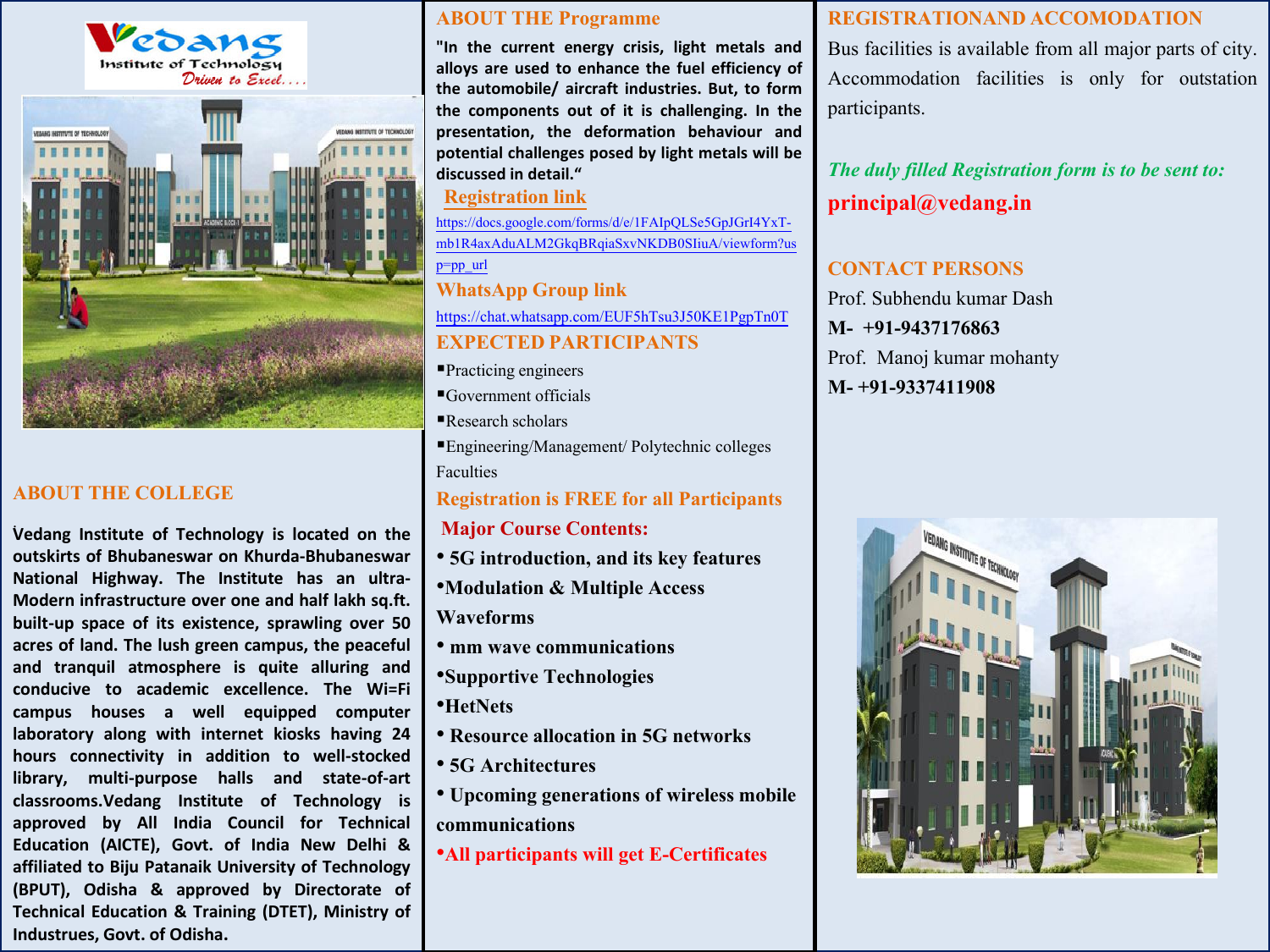Vedang Institute of Technology

*Driven to Excel....*

## ABOUT THE COLLEGE

Vedang Institute of Technology is located on the outskirts of Bhubaneswar on Khurda-Bhubaneswar National Highway. The Institute has an ultra-Modern infrastructure over one and half lakh sq.ft. built-up space of its existence, sprawling over 50 acres of land. The lush green campus, the peaceful and tranquil atmosphere is quite alluring and conducive to academic excellence. The Wi=Fi campus houses a well equipped computer laboratory along with internet kiosks having 24 hours connectivity in addition to well-stocked library, multi-purpose halls and state-of-art classrooms.Vedang Institute of Technology is approved by All India Council for Technical Education (AICTE), Govt. of India New Delhi & affiliated to Biju Patanaik University of Technology (BPUT), Odisha & approved by Directorate of Technical Education & Training (DTET), Ministry of Industrues, Govt. of Odisha.

## ABOUT THE Programme

**"In the current energy crisis, light metals and alloys are used to enhance the fuel efficiency of the automobile/ aircraft industries. But, to form the components out of it is challenging. In the presentation, the deformation behaviour and potential challenges posed by light metals will be discussed in detail."**

## Registration link

https://docs.google.com/forms/d/e/1FAIpQLSe5GpJGrI4YxT-mb1R4axAduALM2GkqBRqiaSxvNKDB0SIiuA/viewform?usp=pp_url

## WhatsApp Group link

https://chat.whatsapp.com/EUF5hTsu3J50KE1PgpTn0T

## EXPECTED PARTICIPANTS

- Practicing engineers
- Government officials
- Research scholars
- Engineering/Management/ Polytechnic colleges Faculties

## Registration is FREE for all Participants

## Major Course Contents:

- **5G introduction, and its key features**
- **Modulation & Multiple Access Waveforms**
- **mm wave communications**
- **Supportive Technologies**
- **HetNets**
- **Resource allocation in 5G networks**
- **5G Architectures**
- **Upcoming generations of wireless mobile communications**
- **All participants will get E-Certificates**

## REGISTRATIONAND ACCOMODATION

Bus facilities is available from all major parts of city. Accommodation facilities is only for outstation participants.

***The duly filled Registration form is to be sent to:***

**principal@vedang.in**

## CONTACT PERSONS

Prof. Subhendu kumar Dash

**M- +91-9437176863**

Prof. Manoj kumar mohanty

**M- +91-9337411908**